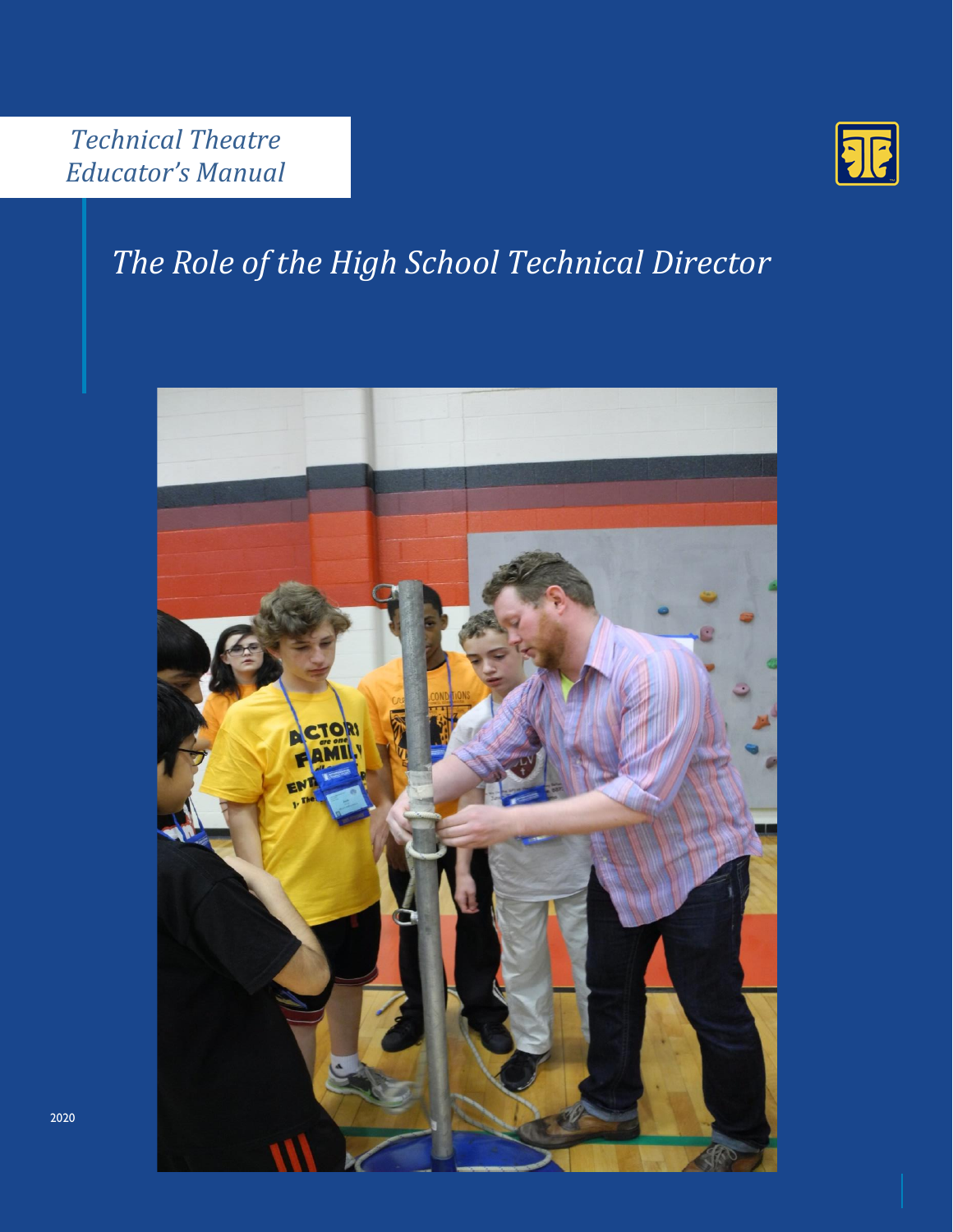*Technical Theatre Educator's Manual*

# *The Role of the High School Technical Director*

2020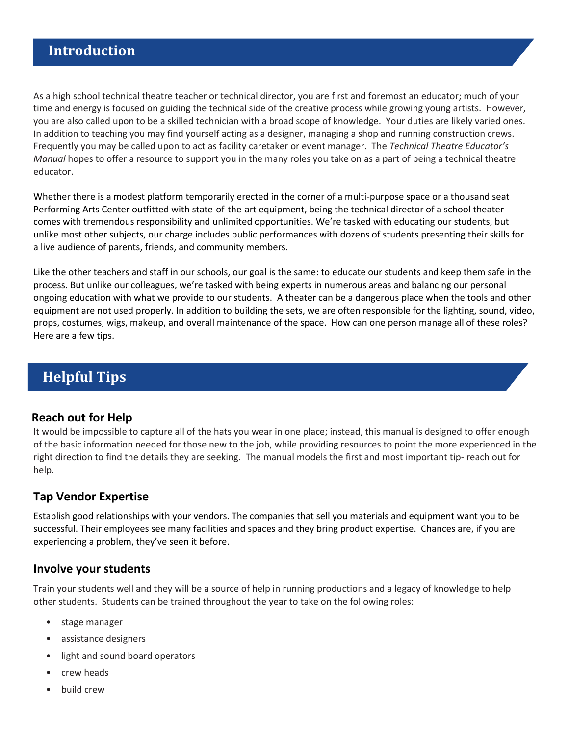## Introduction

As a high school technical theatre teacher or technical director, you are first and foremost an educator; much of your time and energy is focused on guiding the technical side of the creative process while growing young artists. However, you are also called upon to be a skilled technician with a broad scope of knowledge. Your duties are likely varied ones. In addition to teaching you may find yourself acting as a designer, managing a shop and running construction crews. Frequently you may be called upon to act as facility caretaker or event manager. The *Technical Theatre Educator's Manual* hopes to offer a resource to support you in the many roles you take on as a part of being a technical theatre educator.

Whether there is a modest platform temporarily erected in the corner of a multi-purpose space or a thousand seat Performing Arts Center outfitted with state-of-the-art equipment, being the technical director of a school theater comes with tremendous responsibility and unlimited opportunities. We're tasked with educating our students, but unlike most other subjects, our charge includes public performances with dozens of students presenting their skills for a live audience of parents, friends, and community members.

Like the other teachers and staff in our schools, our goal is the same: to educate our students and keep them safe in the process. But unlike our colleagues, we're tasked with being experts in numerous areas and balancing our personal ongoing education with what we provide to our students. A theater can be a dangerous place when the tools and other equipment are not used properly. In addition to building the sets, we are often responsible for the lighting, sound, video, props, costumes, wigs, makeup, and overall maintenance of the space. How can one person manage all of these roles? Here are a few tips.

## Helpful Tips

### Reach out for Help

It would be impossible to capture all of the hats you wear in one place; instead, this manual is designed to offer enough of the basic information needed for those new to the job, while providing resources to point the more experienced in the right direction to find the details they are seeking. The manual models the first and most important tip- reach out for help.

### Tap Vendor Expertise

Establish good relationships with your vendors. The companies that sell you materials and equipment want you to be successful. Their employees see many facilities and spaces and they bring product expertise. Chances are, if you are experiencing a problem, they've seen it before.

### Involve your students

Train your students well and they will be a source of help in running productions and a legacy of knowledge to help other students. Students can be trained throughout the year to take on the following roles:

- stage manager
- assistance designers
- light and sound board operators
- crew heads
- build crew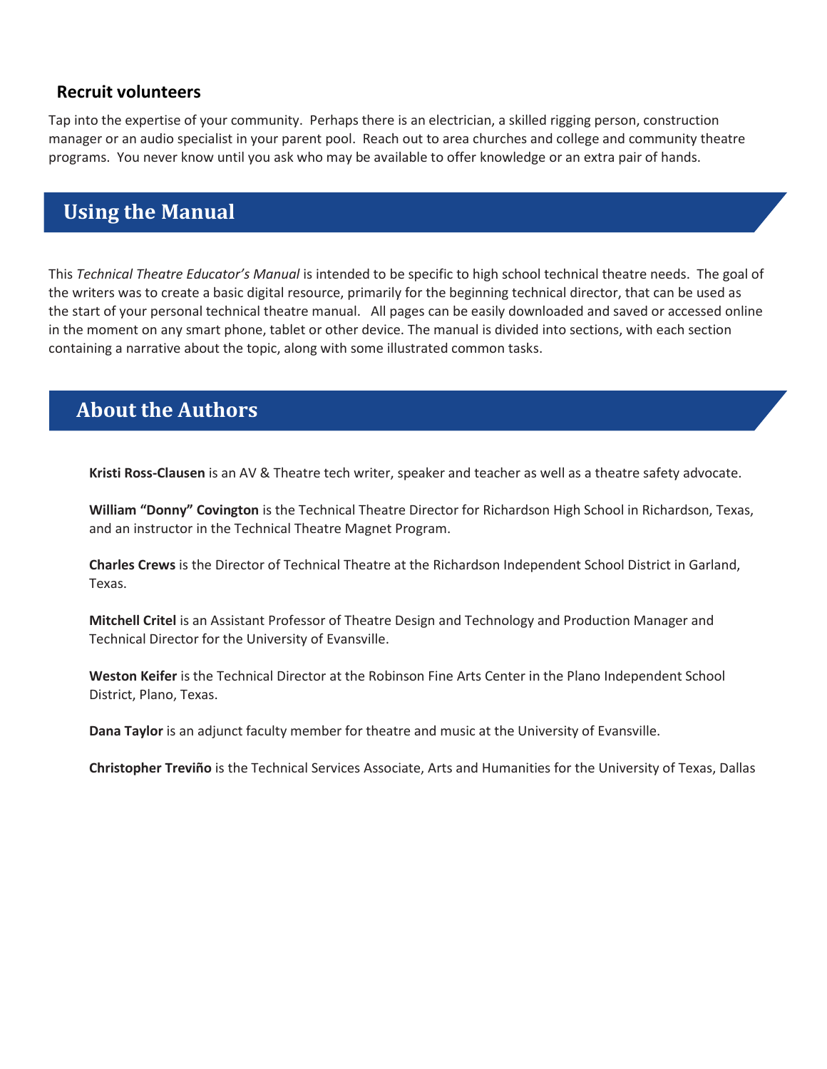### Recruit volunteers

Tap into the expertise of your community. Perhaps there is an electrician, a skilled rigging person, construction manager or an audio specialist in your parent pool. Reach out to area churches and college and community theatre programs. You never know until you ask who may be available to offer knowledge or an extra pair of hands.

## Using the Manual

This *Technical Theatre Educator's Manual* is intended to be specific to high school technical theatre needs. The goal of the writers was to create a basic digital resource, primarily for the beginning technical director, that can be used as the start of your personal technical theatre manual. All pages can be easily downloaded and saved or accessed online in the moment on any smart phone, tablet or other device. The manual is divided into sections, with each section containing a narrative about the topic, along with some illustrated common tasks.

## About the Authors

**Kristi Ross-Clausen** is an AV & Theatre tech writer, speaker and teacher as well as a theatre safety advocate.

**William "Donny" Covington** is the Technical Theatre Director for Richardson High School in Richardson, Texas, and an instructor in the Technical Theatre Magnet Program.

**Charles Crews** is the Director of Technical Theatre at the Richardson Independent School District in Garland, Texas.

**Mitchell Critel** is an Assistant Professor of Theatre Design and Technology and Production Manager and Technical Director for the University of Evansville.

**Weston Keifer** is the Technical Director at the Robinson Fine Arts Center in the Plano Independent School District, Plano, Texas.

**Dana Taylor** is an adjunct faculty member for theatre and music at the University of Evansville.

**Christopher Treviño** is the Technical Services Associate, Arts and Humanities for the University of Texas, Dallas